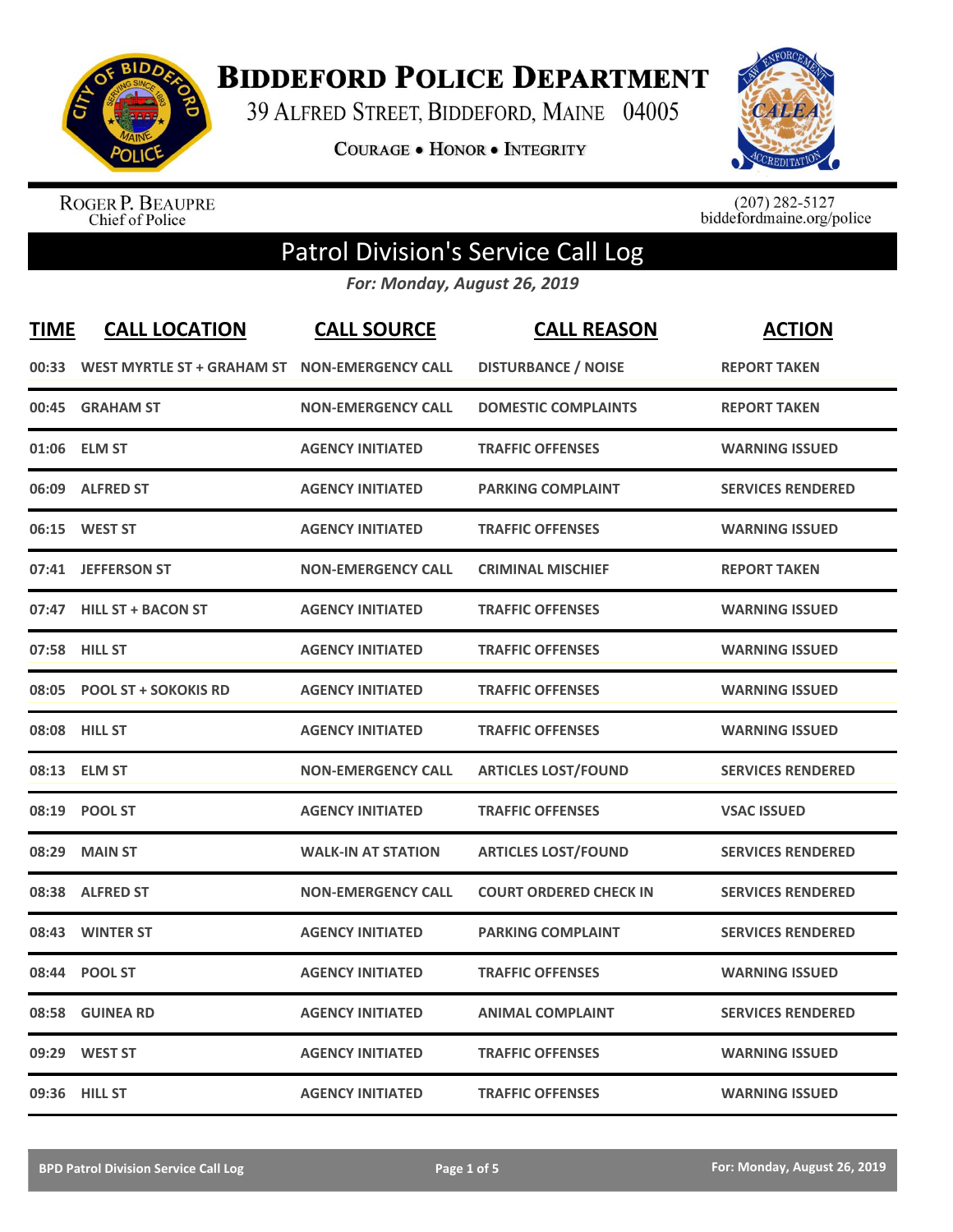# Biddeford Police Department

39 Alfred Street, Biddeford, Maine 04005

Courage • Honor • Integrity

Roger P. Beaupre
Chief of Police

(207) 282-5127
biddefordmaine.org/police

## Patrol Division's Service Call Log

*For: Monday, August 26, 2019*

| TIME | CALL LOCATION | CALL SOURCE | CALL REASON | ACTION |
|---|---|---|---|---|
| 00:33 | WEST MYRTLE ST + GRAHAM ST | NON-EMERGENCY CALL | DISTURBANCE / NOISE | REPORT TAKEN |
| 00:45 | GRAHAM ST | NON-EMERGENCY CALL | DOMESTIC COMPLAINTS | REPORT TAKEN |
| 01:06 | ELM ST | AGENCY INITIATED | TRAFFIC OFFENSES | WARNING ISSUED |
| 06:09 | ALFRED ST | AGENCY INITIATED | PARKING COMPLAINT | SERVICES RENDERED |
| 06:15 | WEST ST | AGENCY INITIATED | TRAFFIC OFFENSES | WARNING ISSUED |
| 07:41 | JEFFERSON ST | NON-EMERGENCY CALL | CRIMINAL MISCHIEF | REPORT TAKEN |
| 07:47 | HILL ST + BACON ST | AGENCY INITIATED | TRAFFIC OFFENSES | WARNING ISSUED |
| 07:58 | HILL ST | AGENCY INITIATED | TRAFFIC OFFENSES | WARNING ISSUED |
| 08:05 | POOL ST + SOKOKIS RD | AGENCY INITIATED | TRAFFIC OFFENSES | WARNING ISSUED |
| 08:08 | HILL ST | AGENCY INITIATED | TRAFFIC OFFENSES | WARNING ISSUED |
| 08:13 | ELM ST | NON-EMERGENCY CALL | ARTICLES LOST/FOUND | SERVICES RENDERED |
| 08:19 | POOL ST | AGENCY INITIATED | TRAFFIC OFFENSES | VSAC ISSUED |
| 08:29 | MAIN ST | WALK-IN AT STATION | ARTICLES LOST/FOUND | SERVICES RENDERED |
| 08:38 | ALFRED ST | NON-EMERGENCY CALL | COURT ORDERED CHECK IN | SERVICES RENDERED |
| 08:43 | WINTER ST | AGENCY INITIATED | PARKING COMPLAINT | SERVICES RENDERED |
| 08:44 | POOL ST | AGENCY INITIATED | TRAFFIC OFFENSES | WARNING ISSUED |
| 08:58 | GUINEA RD | AGENCY INITIATED | ANIMAL COMPLAINT | SERVICES RENDERED |
| 09:29 | WEST ST | AGENCY INITIATED | TRAFFIC OFFENSES | WARNING ISSUED |
| 09:36 | HILL ST | AGENCY INITIATED | TRAFFIC OFFENSES | WARNING ISSUED |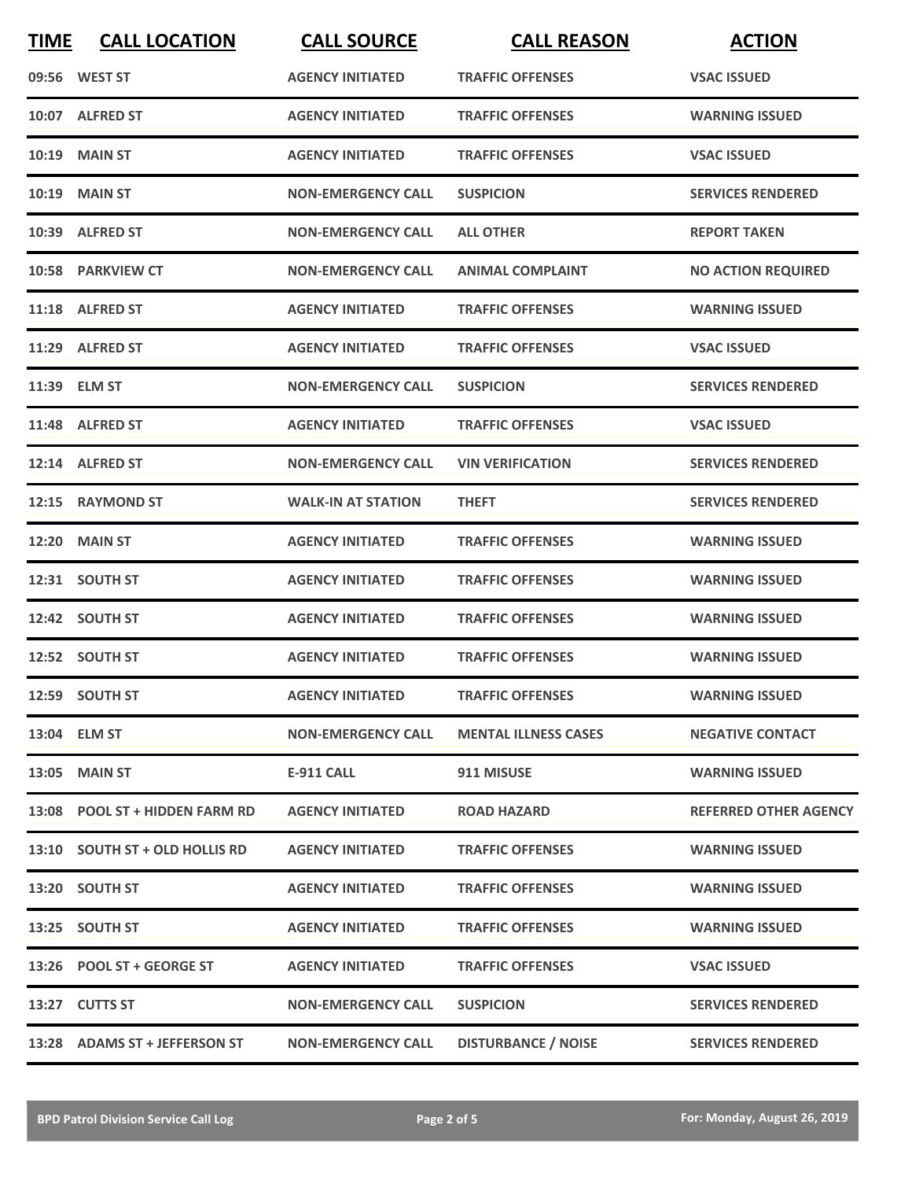| TIME | CALL LOCATION | CALL SOURCE | CALL REASON | ACTION |
| --- | --- | --- | --- | --- |
| 09:56 | WEST ST | AGENCY INITIATED | TRAFFIC OFFENSES | VSAC ISSUED |
| 10:07 | ALFRED ST | AGENCY INITIATED | TRAFFIC OFFENSES | WARNING ISSUED |
| 10:19 | MAIN ST | AGENCY INITIATED | TRAFFIC OFFENSES | VSAC ISSUED |
| 10:19 | MAIN ST | NON-EMERGENCY CALL | SUSPICION | SERVICES RENDERED |
| 10:39 | ALFRED ST | NON-EMERGENCY CALL | ALL OTHER | REPORT TAKEN |
| 10:58 | PARKVIEW CT | NON-EMERGENCY CALL | ANIMAL COMPLAINT | NO ACTION REQUIRED |
| 11:18 | ALFRED ST | AGENCY INITIATED | TRAFFIC OFFENSES | WARNING ISSUED |
| 11:29 | ALFRED ST | AGENCY INITIATED | TRAFFIC OFFENSES | VSAC ISSUED |
| 11:39 | ELM ST | NON-EMERGENCY CALL | SUSPICION | SERVICES RENDERED |
| 11:48 | ALFRED ST | AGENCY INITIATED | TRAFFIC OFFENSES | VSAC ISSUED |
| 12:14 | ALFRED ST | NON-EMERGENCY CALL | VIN VERIFICATION | SERVICES RENDERED |
| 12:15 | RAYMOND ST | WALK-IN AT STATION | THEFT | SERVICES RENDERED |
| 12:20 | MAIN ST | AGENCY INITIATED | TRAFFIC OFFENSES | WARNING ISSUED |
| 12:31 | SOUTH ST | AGENCY INITIATED | TRAFFIC OFFENSES | WARNING ISSUED |
| 12:42 | SOUTH ST | AGENCY INITIATED | TRAFFIC OFFENSES | WARNING ISSUED |
| 12:52 | SOUTH ST | AGENCY INITIATED | TRAFFIC OFFENSES | WARNING ISSUED |
| 12:59 | SOUTH ST | AGENCY INITIATED | TRAFFIC OFFENSES | WARNING ISSUED |
| 13:04 | ELM ST | NON-EMERGENCY CALL | MENTAL ILLNESS CASES | NEGATIVE CONTACT |
| 13:05 | MAIN ST | E-911 CALL | 911 MISUSE | WARNING ISSUED |
| 13:08 | POOL ST + HIDDEN FARM RD | AGENCY INITIATED | ROAD HAZARD | REFERRED OTHER AGENCY |
| 13:10 | SOUTH ST + OLD HOLLIS RD | AGENCY INITIATED | TRAFFIC OFFENSES | WARNING ISSUED |
| 13:20 | SOUTH ST | AGENCY INITIATED | TRAFFIC OFFENSES | WARNING ISSUED |
| 13:25 | SOUTH ST | AGENCY INITIATED | TRAFFIC OFFENSES | WARNING ISSUED |
| 13:26 | POOL ST + GEORGE ST | AGENCY INITIATED | TRAFFIC OFFENSES | VSAC ISSUED |
| 13:27 | CUTTS ST | NON-EMERGENCY CALL | SUSPICION | SERVICES RENDERED |
| 13:28 | ADAMS ST + JEFFERSON ST | NON-EMERGENCY CALL | DISTURBANCE / NOISE | SERVICES RENDERED |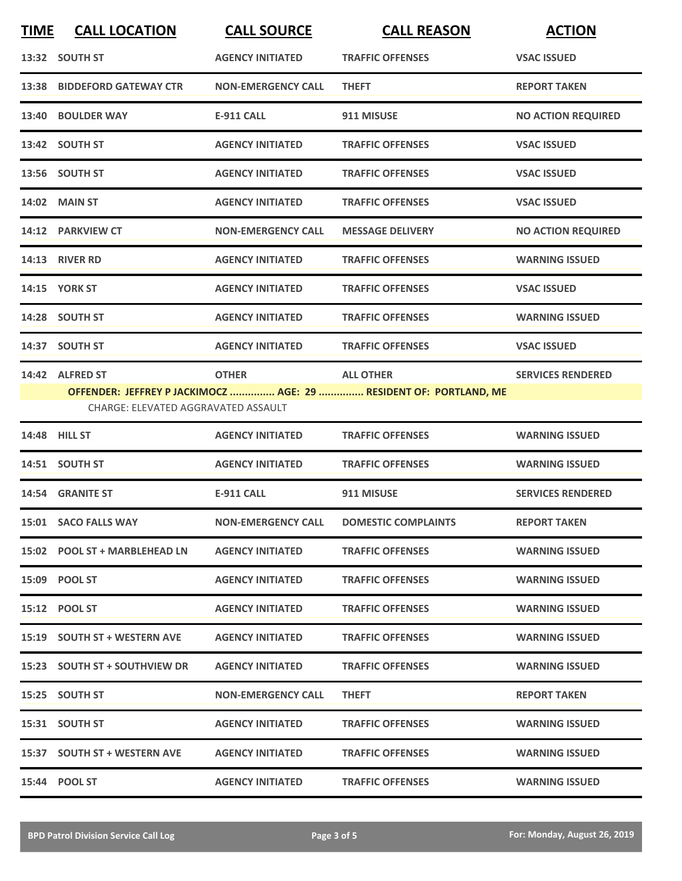| TIME | CALL LOCATION | CALL SOURCE | CALL REASON | ACTION |
|---|---|---|---|---|
| 13:32 | SOUTH ST | AGENCY INITIATED | TRAFFIC OFFENSES | VSAC ISSUED |
| 13:38 | BIDDEFORD GATEWAY CTR | NON-EMERGENCY CALL | THEFT | REPORT TAKEN |
| 13:40 | BOULDER WAY | E-911 CALL | 911 MISUSE | NO ACTION REQUIRED |
| 13:42 | SOUTH ST | AGENCY INITIATED | TRAFFIC OFFENSES | VSAC ISSUED |
| 13:56 | SOUTH ST | AGENCY INITIATED | TRAFFIC OFFENSES | VSAC ISSUED |
| 14:02 | MAIN ST | AGENCY INITIATED | TRAFFIC OFFENSES | VSAC ISSUED |
| 14:12 | PARKVIEW CT | NON-EMERGENCY CALL | MESSAGE DELIVERY | NO ACTION REQUIRED |
| 14:13 | RIVER RD | AGENCY INITIATED | TRAFFIC OFFENSES | WARNING ISSUED |
| 14:15 | YORK ST | AGENCY INITIATED | TRAFFIC OFFENSES | VSAC ISSUED |
| 14:28 | SOUTH ST | AGENCY INITIATED | TRAFFIC OFFENSES | WARNING ISSUED |
| 14:37 | SOUTH ST | AGENCY INITIATED | TRAFFIC OFFENSES | VSAC ISSUED |
| 14:42 | ALFRED ST | OTHER | ALL OTHER | SERVICES RENDERED |
| | **OFFENDER: JEFFREY P JACKIMOCZ ............... AGE: 29 ............... RESIDENT OF: PORTLAND, ME** | | | |
| | CHARGE: ELEVATED AGGRAVATED ASSAULT | | | |
| 14:48 | HILL ST | AGENCY INITIATED | TRAFFIC OFFENSES | WARNING ISSUED |
| 14:51 | SOUTH ST | AGENCY INITIATED | TRAFFIC OFFENSES | WARNING ISSUED |
| 14:54 | GRANITE ST | E-911 CALL | 911 MISUSE | SERVICES RENDERED |
| 15:01 | SACO FALLS WAY | NON-EMERGENCY CALL | DOMESTIC COMPLAINTS | REPORT TAKEN |
| 15:02 | POOL ST + MARBLEHEAD LN | AGENCY INITIATED | TRAFFIC OFFENSES | WARNING ISSUED |
| 15:09 | POOL ST | AGENCY INITIATED | TRAFFIC OFFENSES | WARNING ISSUED |
| 15:12 | POOL ST | AGENCY INITIATED | TRAFFIC OFFENSES | WARNING ISSUED |
| 15:19 | SOUTH ST + WESTERN AVE | AGENCY INITIATED | TRAFFIC OFFENSES | WARNING ISSUED |
| 15:23 | SOUTH ST + SOUTHVIEW DR | AGENCY INITIATED | TRAFFIC OFFENSES | WARNING ISSUED |
| 15:25 | SOUTH ST | NON-EMERGENCY CALL | THEFT | REPORT TAKEN |
| 15:31 | SOUTH ST | AGENCY INITIATED | TRAFFIC OFFENSES | WARNING ISSUED |
| 15:37 | SOUTH ST + WESTERN AVE | AGENCY INITIATED | TRAFFIC OFFENSES | WARNING ISSUED |
| 15:44 | POOL ST | AGENCY INITIATED | TRAFFIC OFFENSES | WARNING ISSUED |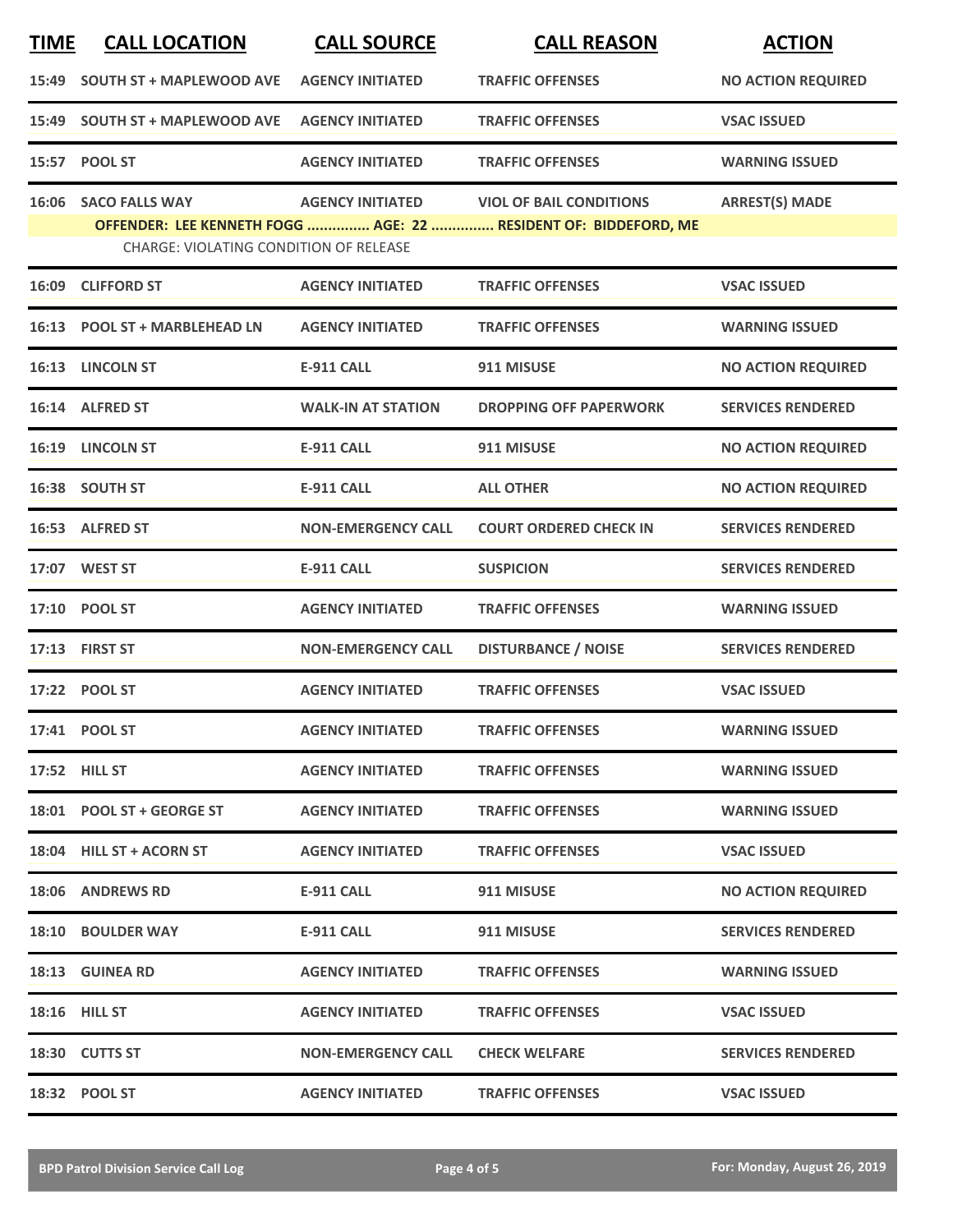| TIME | CALL LOCATION | CALL SOURCE | CALL REASON | ACTION |
|---|---|---|---|---|
| 15:49 | SOUTH ST + MAPLEWOOD AVE | AGENCY INITIATED | TRAFFIC OFFENSES | NO ACTION REQUIRED |
| 15:49 | SOUTH ST + MAPLEWOOD AVE | AGENCY INITIATED | TRAFFIC OFFENSES | VSAC ISSUED |
| 15:57 | POOL ST | AGENCY INITIATED | TRAFFIC OFFENSES | WARNING ISSUED |
| 16:06 | SACO FALLS WAY | AGENCY INITIATED | VIOL OF BAIL CONDITIONS | ARREST(S) MADE |
| | **OFFENDER: LEE KENNETH FOGG ............... AGE: 22 ............... RESIDENT OF: BIDDEFORD, ME** | | | |
| | CHARGE: VIOLATING CONDITION OF RELEASE | | | |
| 16:09 | CLIFFORD ST | AGENCY INITIATED | TRAFFIC OFFENSES | VSAC ISSUED |
| 16:13 | POOL ST + MARBLEHEAD LN | AGENCY INITIATED | TRAFFIC OFFENSES | WARNING ISSUED |
| 16:13 | LINCOLN ST | E-911 CALL | 911 MISUSE | NO ACTION REQUIRED |
| 16:14 | ALFRED ST | WALK-IN AT STATION | DROPPING OFF PAPERWORK | SERVICES RENDERED |
| 16:19 | LINCOLN ST | E-911 CALL | 911 MISUSE | NO ACTION REQUIRED |
| 16:38 | SOUTH ST | E-911 CALL | ALL OTHER | NO ACTION REQUIRED |
| 16:53 | ALFRED ST | NON-EMERGENCY CALL | COURT ORDERED CHECK IN | SERVICES RENDERED |
| 17:07 | WEST ST | E-911 CALL | SUSPICION | SERVICES RENDERED |
| 17:10 | POOL ST | AGENCY INITIATED | TRAFFIC OFFENSES | WARNING ISSUED |
| 17:13 | FIRST ST | NON-EMERGENCY CALL | DISTURBANCE / NOISE | SERVICES RENDERED |
| 17:22 | POOL ST | AGENCY INITIATED | TRAFFIC OFFENSES | VSAC ISSUED |
| 17:41 | POOL ST | AGENCY INITIATED | TRAFFIC OFFENSES | WARNING ISSUED |
| 17:52 | HILL ST | AGENCY INITIATED | TRAFFIC OFFENSES | WARNING ISSUED |
| 18:01 | POOL ST + GEORGE ST | AGENCY INITIATED | TRAFFIC OFFENSES | WARNING ISSUED |
| 18:04 | HILL ST + ACORN ST | AGENCY INITIATED | TRAFFIC OFFENSES | VSAC ISSUED |
| 18:06 | ANDREWS RD | E-911 CALL | 911 MISUSE | NO ACTION REQUIRED |
| 18:10 | BOULDER WAY | E-911 CALL | 911 MISUSE | SERVICES RENDERED |
| 18:13 | GUINEA RD | AGENCY INITIATED | TRAFFIC OFFENSES | WARNING ISSUED |
| 18:16 | HILL ST | AGENCY INITIATED | TRAFFIC OFFENSES | VSAC ISSUED |
| 18:30 | CUTTS ST | NON-EMERGENCY CALL | CHECK WELFARE | SERVICES RENDERED |
| 18:32 | POOL ST | AGENCY INITIATED | TRAFFIC OFFENSES | VSAC ISSUED |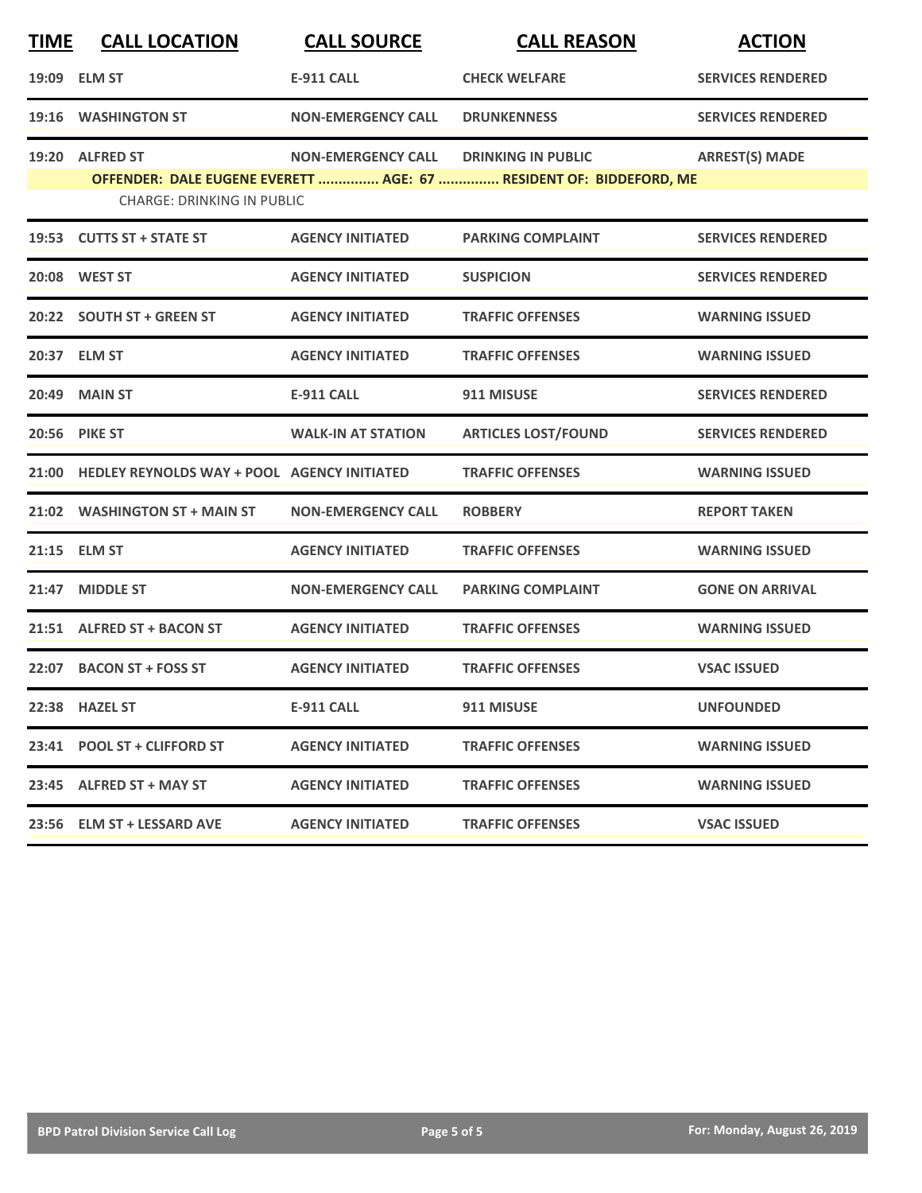| TIME | CALL LOCATION | CALL SOURCE | CALL REASON | ACTION |
|---|---|---|---|---|
| 19:09 | ELM ST | E-911 CALL | CHECK WELFARE | SERVICES RENDERED |
| 19:16 | WASHINGTON ST | NON-EMERGENCY CALL | DRUNKENNESS | SERVICES RENDERED |
| 19:20 | ALFRED ST | NON-EMERGENCY CALL | DRINKING IN PUBLIC | ARREST(S) MADE |
| | OFFENDER: DALE EUGENE EVERETT ............... AGE: 67 ............... RESIDENT OF: BIDDEFORD, ME | | | |
| | CHARGE: DRINKING IN PUBLIC | | | |
| 19:53 | CUTTS ST + STATE ST | AGENCY INITIATED | PARKING COMPLAINT | SERVICES RENDERED |
| 20:08 | WEST ST | AGENCY INITIATED | SUSPICION | SERVICES RENDERED |
| 20:22 | SOUTH ST + GREEN ST | AGENCY INITIATED | TRAFFIC OFFENSES | WARNING ISSUED |
| 20:37 | ELM ST | AGENCY INITIATED | TRAFFIC OFFENSES | WARNING ISSUED |
| 20:49 | MAIN ST | E-911 CALL | 911 MISUSE | SERVICES RENDERED |
| 20:56 | PIKE ST | WALK-IN AT STATION | ARTICLES LOST/FOUND | SERVICES RENDERED |
| 21:00 | HEDLEY REYNOLDS WAY + POOL | AGENCY INITIATED | TRAFFIC OFFENSES | WARNING ISSUED |
| 21:02 | WASHINGTON ST + MAIN ST | NON-EMERGENCY CALL | ROBBERY | REPORT TAKEN |
| 21:15 | ELM ST | AGENCY INITIATED | TRAFFIC OFFENSES | WARNING ISSUED |
| 21:47 | MIDDLE ST | NON-EMERGENCY CALL | PARKING COMPLAINT | GONE ON ARRIVAL |
| 21:51 | ALFRED ST + BACON ST | AGENCY INITIATED | TRAFFIC OFFENSES | WARNING ISSUED |
| 22:07 | BACON ST + FOSS ST | AGENCY INITIATED | TRAFFIC OFFENSES | VSAC ISSUED |
| 22:38 | HAZEL ST | E-911 CALL | 911 MISUSE | UNFOUNDED |
| 23:41 | POOL ST + CLIFFORD ST | AGENCY INITIATED | TRAFFIC OFFENSES | WARNING ISSUED |
| 23:45 | ALFRED ST + MAY ST | AGENCY INITIATED | TRAFFIC OFFENSES | WARNING ISSUED |
| 23:56 | ELM ST + LESSARD AVE | AGENCY INITIATED | TRAFFIC OFFENSES | VSAC ISSUED |